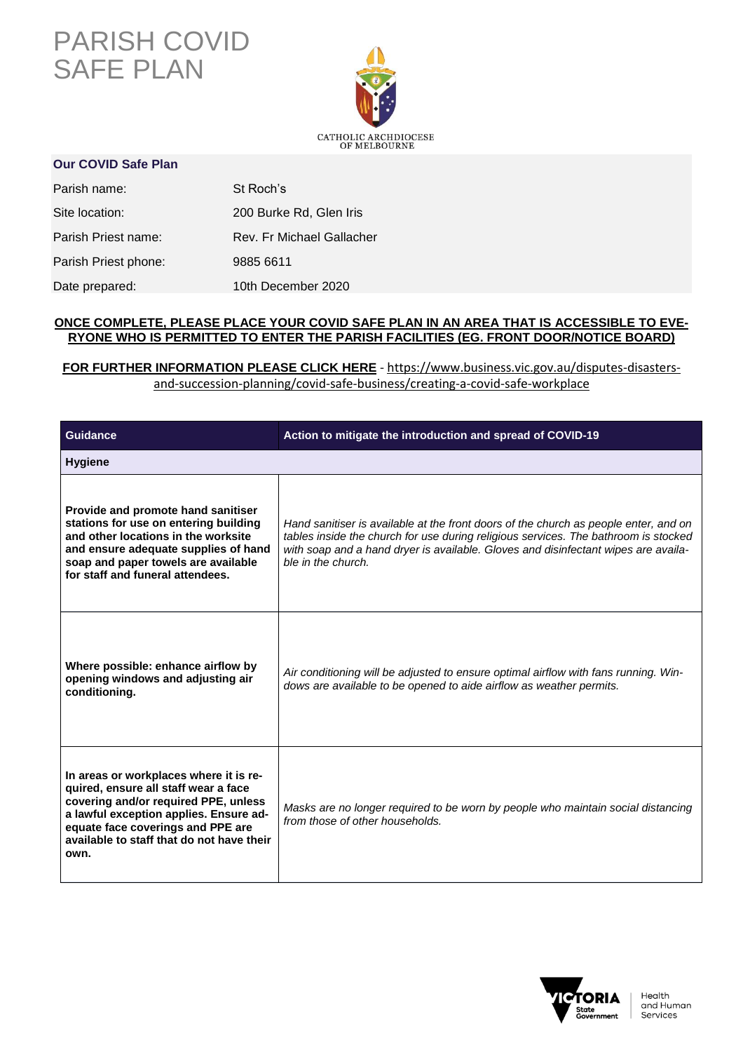# PARISH COVID SAFE PLAN

CATHOLIC ARCHDIOCESE OF MELBOURNE

## Our COVID Safe Plan

| | |
|---|---|
| Parish name: | St Roch's |
| Site location: | 200 Burke Rd, Glen Iris |
| Parish Priest name: | Rev. Fr Michael Gallacher |
| Parish Priest phone: | 9885 6611 |
| Date prepared: | 10th December 2020 |

**ONCE COMPLETE, PLEASE PLACE YOUR COVID SAFE PLAN IN AN AREA THAT IS ACCESSIBLE TO EVERYONE WHO IS PERMITTED TO ENTER THE PARISH FACILITIES (EG. FRONT DOOR/NOTICE BOARD)**

**FOR FURTHER INFORMATION PLEASE CLICK HERE** - https://www.business.vic.gov.au/disputes-disasters-and-succession-planning/covid-safe-business/creating-a-covid-safe-workplace

| Guidance | Action to mitigate the introduction and spread of COVID-19 |
|---|---|
| **Hygiene** | |
| **Provide and promote hand sanitiser stations for use on entering building and other locations in the worksite and ensure adequate supplies of hand soap and paper towels are available for staff and funeral attendees.** | *Hand sanitiser is available at the front doors of the church as people enter, and on tables inside the church for use during religious services. The bathroom is stocked with soap and a hand dryer is available. Gloves and disinfectant wipes are available in the church.* |
| **Where possible: enhance airflow by opening windows and adjusting air conditioning.** | *Air conditioning will be adjusted to ensure optimal airflow with fans running. Windows are available to be opened to aide airflow as weather permits.* |
| **In areas or workplaces where it is required, ensure all staff wear a face covering and/or required PPE, unless a lawful exception applies. Ensure adequate face coverings and PPE are available to staff that do not have their own.** | *Masks are no longer required to be worn by people who maintain social distancing from those of other households.* |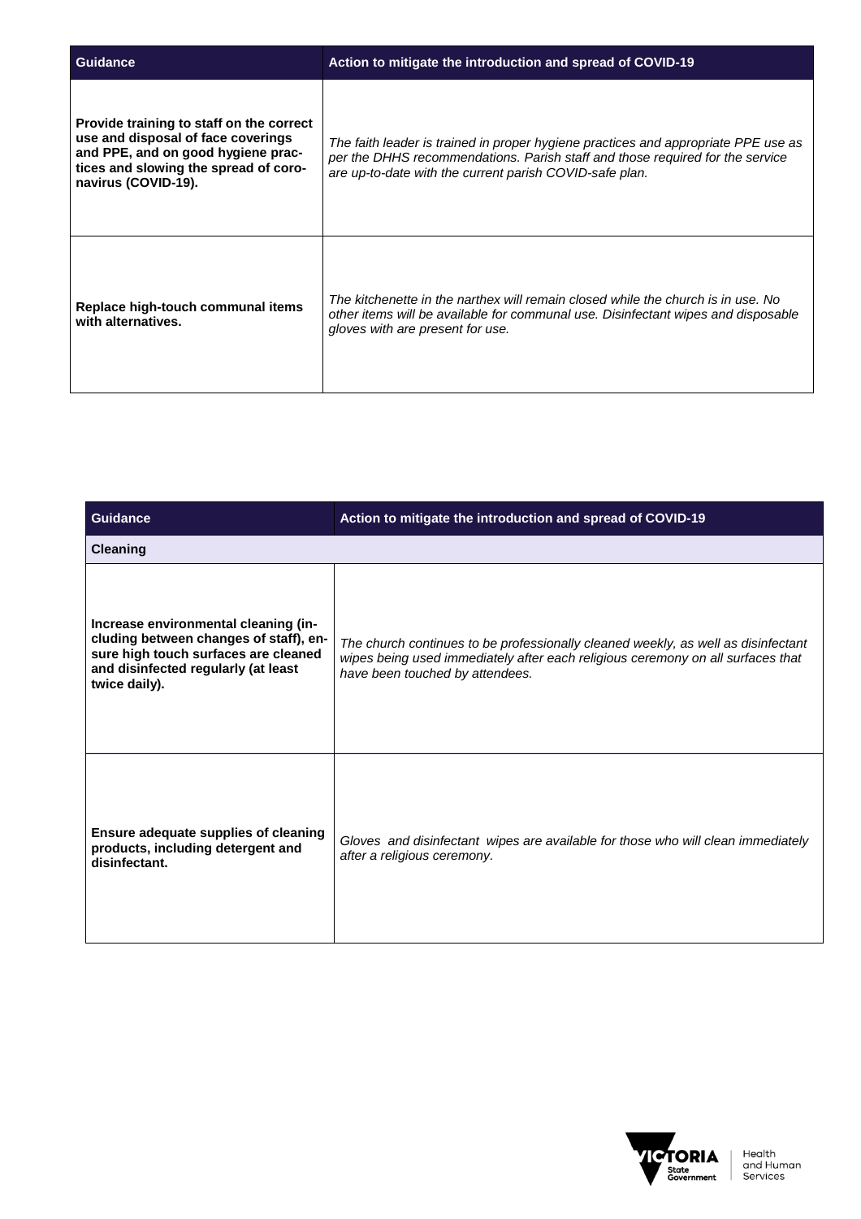| Guidance | Action to mitigate the introduction and spread of COVID-19 |
| --- | --- |
| **Provide training to staff on the correct use and disposal of face coverings and PPE, and on good hygiene practices and slowing the spread of coronavirus (COVID-19).** | *The faith leader is trained in proper hygiene practices and appropriate PPE use as per the DHHS recommendations. Parish staff and those required for the service are up-to-date with the current parish COVID-safe plan.* |
| **Replace high-touch communal items with alternatives.** | *The kitchenette in the narthex will remain closed while the church is in use. No other items will be available for communal use. Disinfectant wipes and disposable gloves with are present for use.* |

| Guidance | Action to mitigate the introduction and spread of COVID-19 |
| --- | --- |
| **Cleaning** | |
| **Increase environmental cleaning (including between changes of staff), ensure high touch surfaces are cleaned and disinfected regularly (at least twice daily).** | *The church continues to be professionally cleaned weekly, as well as disinfectant wipes being used immediately after each religious ceremony on all surfaces that have been touched by attendees.* |
| **Ensure adequate supplies of cleaning products, including detergent and disinfectant.** | *Gloves and disinfectant wipes are available for those who will clean immediately after a religious ceremony.* |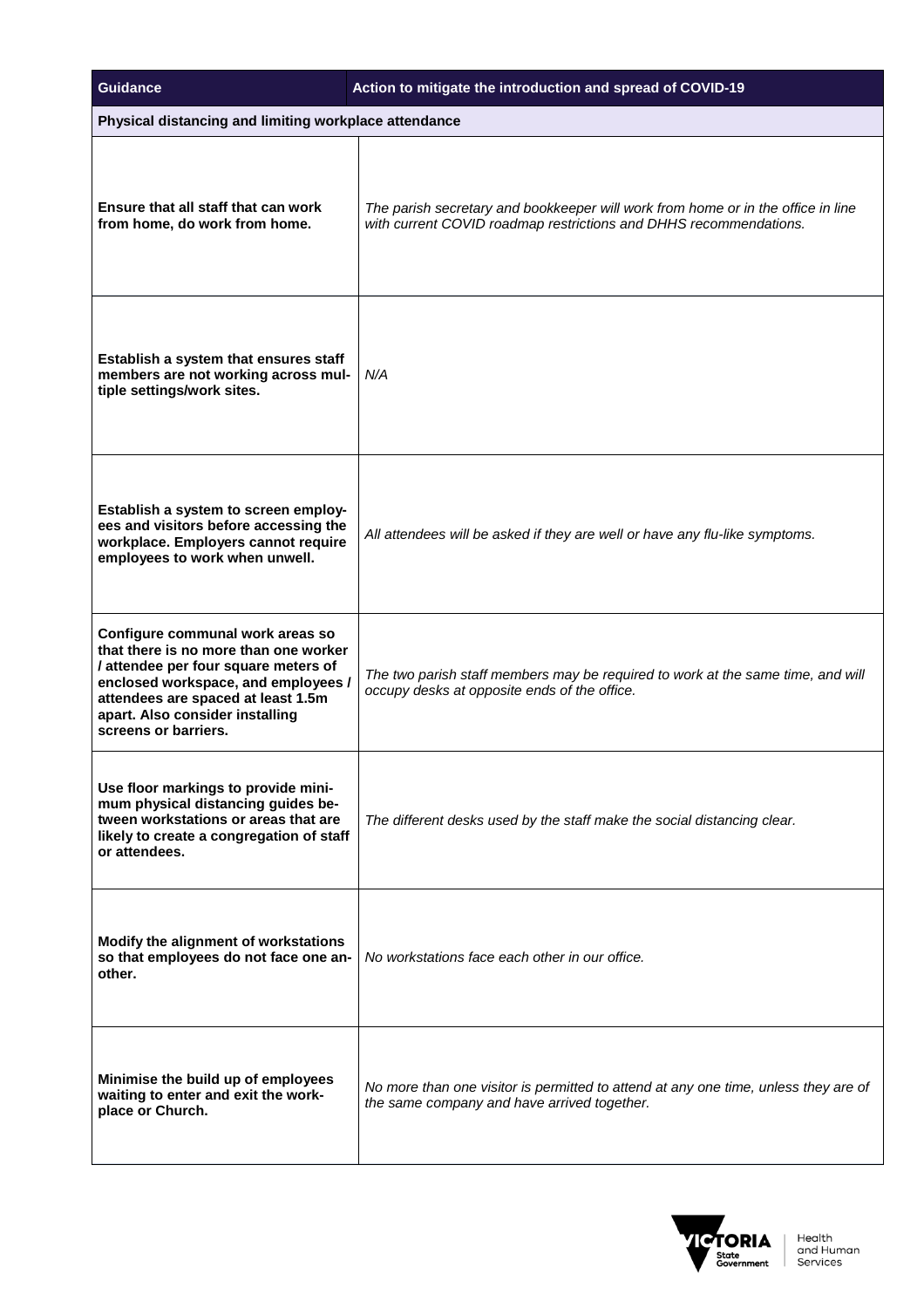| Guidance | Action to mitigate the introduction and spread of COVID-19 |
|---|---|
| **Physical distancing and limiting workplace attendance** | |
| **Ensure that all staff that can work from home, do work from home.** | *The parish secretary and bookkeeper will work from home or in the office in line with current COVID roadmap restrictions and DHHS recommendations.* |
| **Establish a system that ensures staff members are not working across multiple settings/work sites.** | *N/A* |
| **Establish a system to screen employees and visitors before accessing the workplace. Employers cannot require employees to work when unwell.** | *All attendees will be asked if they are well or have any flu-like symptoms.* |
| **Configure communal work areas so that there is no more than one worker / attendee per four square meters of enclosed workspace, and employees / attendees are spaced at least 1.5m apart. Also consider installing screens or barriers.** | *The two parish staff members may be required to work at the same time, and will occupy desks at opposite ends of the office.* |
| **Use floor markings to provide minimum physical distancing guides between workstations or areas that are likely to create a congregation of staff or attendees.** | *The different desks used by the staff make the social distancing clear.* |
| **Modify the alignment of workstations so that employees do not face one another.** | *No workstations face each other in our office.* |
| **Minimise the build up of employees waiting to enter and exit the workplace or Church.** | *No more than one visitor is permitted to attend at any one time, unless they are of the same company and have arrived together.* |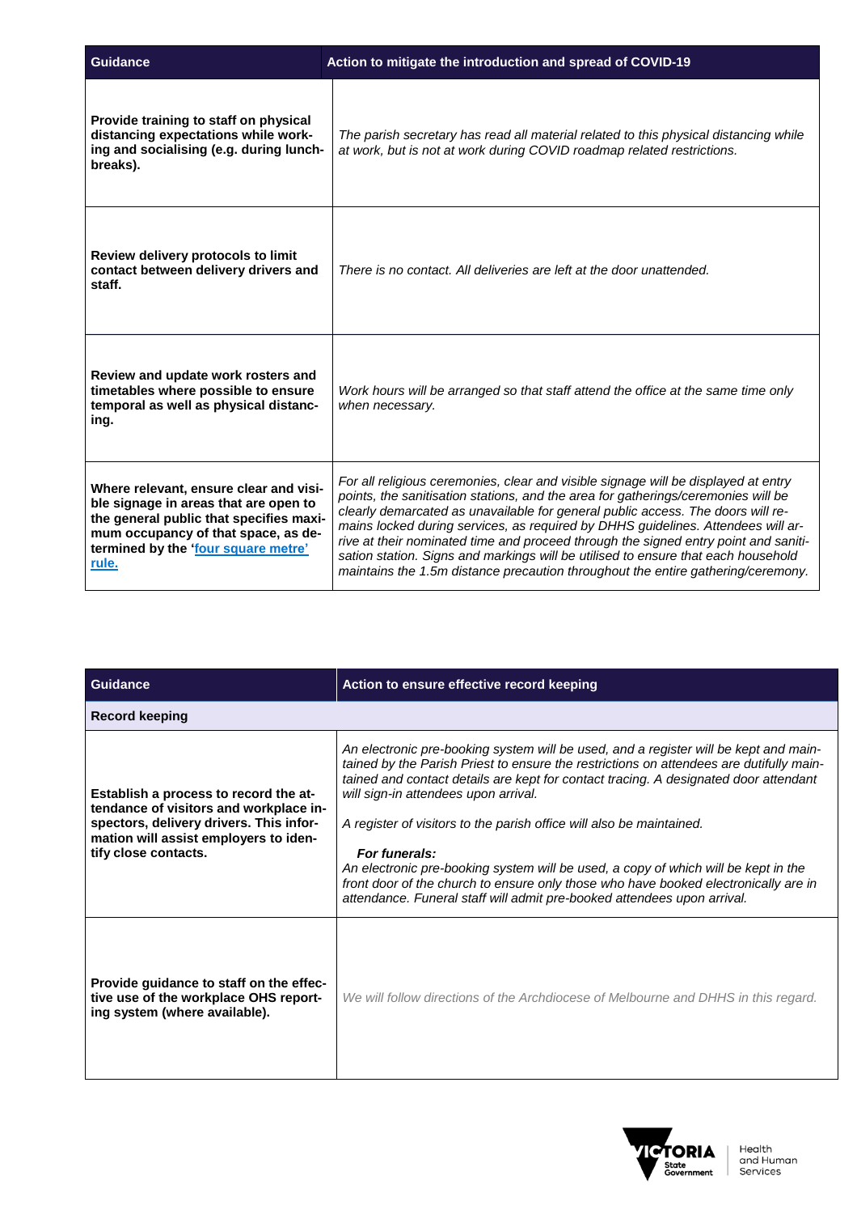| Guidance | Action to mitigate the introduction and spread of COVID-19 |
| --- | --- |
| **Provide training to staff on physical distancing expectations while working and socialising (e.g. during lunch-breaks).** | *The parish secretary has read all material related to this physical distancing while at work, but is not at work during COVID roadmap related restrictions.* |
| **Review delivery protocols to limit contact between delivery drivers and staff.** | *There is no contact. All deliveries are left at the door unattended.* |
| **Review and update work rosters and timetables where possible to ensure temporal as well as physical distancing.** | *Work hours will be arranged so that staff attend the office at the same time only when necessary.* |
| **Where relevant, ensure clear and visible signage in areas that are open to the general public that specifies maximum occupancy of that space, as determined by the 'four square metre' rule.** | *For all religious ceremonies, clear and visible signage will be displayed at entry points, the sanitisation stations, and the area for gatherings/ceremonies will be clearly demarcated as unavailable for general public access. The doors will remains locked during services, as required by DHHS guidelines. Attendees will arrive at their nominated time and proceed through the signed entry point and sanitisation station. Signs and markings will be utilised to ensure that each household maintains the 1.5m distance precaution throughout the entire gathering/ceremony.* |

| Guidance | Action to ensure effective record keeping |
| --- | --- |
| **Record keeping** | |
| **Establish a process to record the attendance of visitors and workplace inspectors, delivery drivers. This information will assist employers to identify close contacts.** | *An electronic pre-booking system will be used, and a register will be kept and maintained by the Parish Priest to ensure the restrictions on attendees are dutifully maintained and contact details are kept for contact tracing. A designated door attendant will sign-in attendees upon arrival.*<br><br>*A register of visitors to the parish office will also be maintained.*<br><br>***For funerals:***<br>*An electronic pre-booking system will be used, a copy of which will be kept in the front door of the church to ensure only those who have booked electronically are in attendance. Funeral staff will admit pre-booked attendees upon arrival.* |
| **Provide guidance to staff on the effective use of the workplace OHS reporting system (where available).** | *We will follow directions of the Archdiocese of Melbourne and DHHS in this regard.* |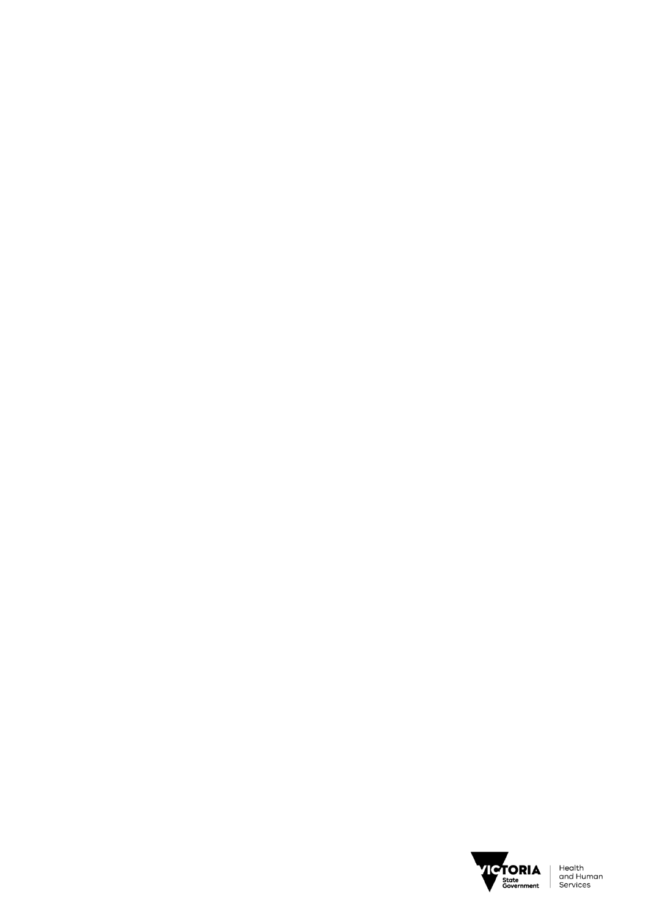VICTORIA State Government

Health and Human Services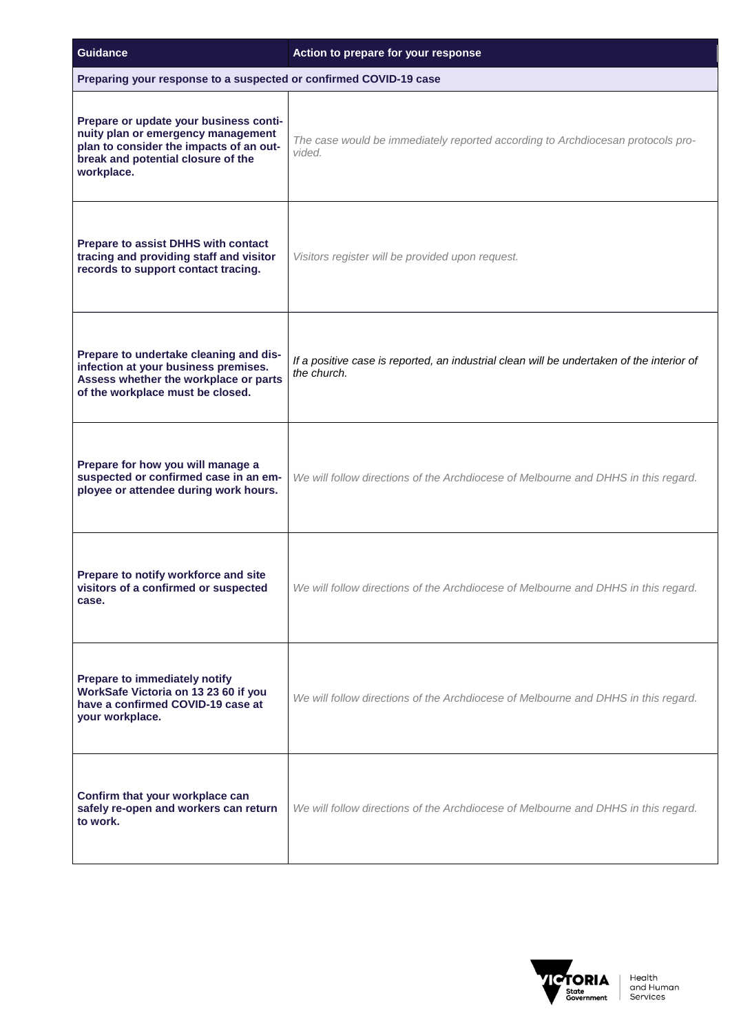| Guidance | Action to prepare for your response |
|---|---|
| **Preparing your response to a suspected or confirmed COVID-19 case** | |
| **Prepare or update your business continuity plan or emergency management plan to consider the impacts of an outbreak and potential closure of the workplace.** | *The case would be immediately reported according to Archdiocesan protocols provided.* |
| **Prepare to assist DHHS with contact tracing and providing staff and visitor records to support contact tracing.** | *Visitors register will be provided upon request.* |
| **Prepare to undertake cleaning and disinfection at your business premises. Assess whether the workplace or parts of the workplace must be closed.** | *If a positive case is reported, an industrial clean will be undertaken of the interior of the church.* |
| **Prepare for how you will manage a suspected or confirmed case in an employee or attendee during work hours.** | *We will follow directions of the Archdiocese of Melbourne and DHHS in this regard.* |
| **Prepare to notify workforce and site visitors of a confirmed or suspected case.** | *We will follow directions of the Archdiocese of Melbourne and DHHS in this regard.* |
| **Prepare to immediately notify WorkSafe Victoria on 13 23 60 if you have a confirmed COVID-19 case at your workplace.** | *We will follow directions of the Archdiocese of Melbourne and DHHS in this regard.* |
| **Confirm that your workplace can safely re-open and workers can return to work.** | *We will follow directions of the Archdiocese of Melbourne and DHHS in this regard.* |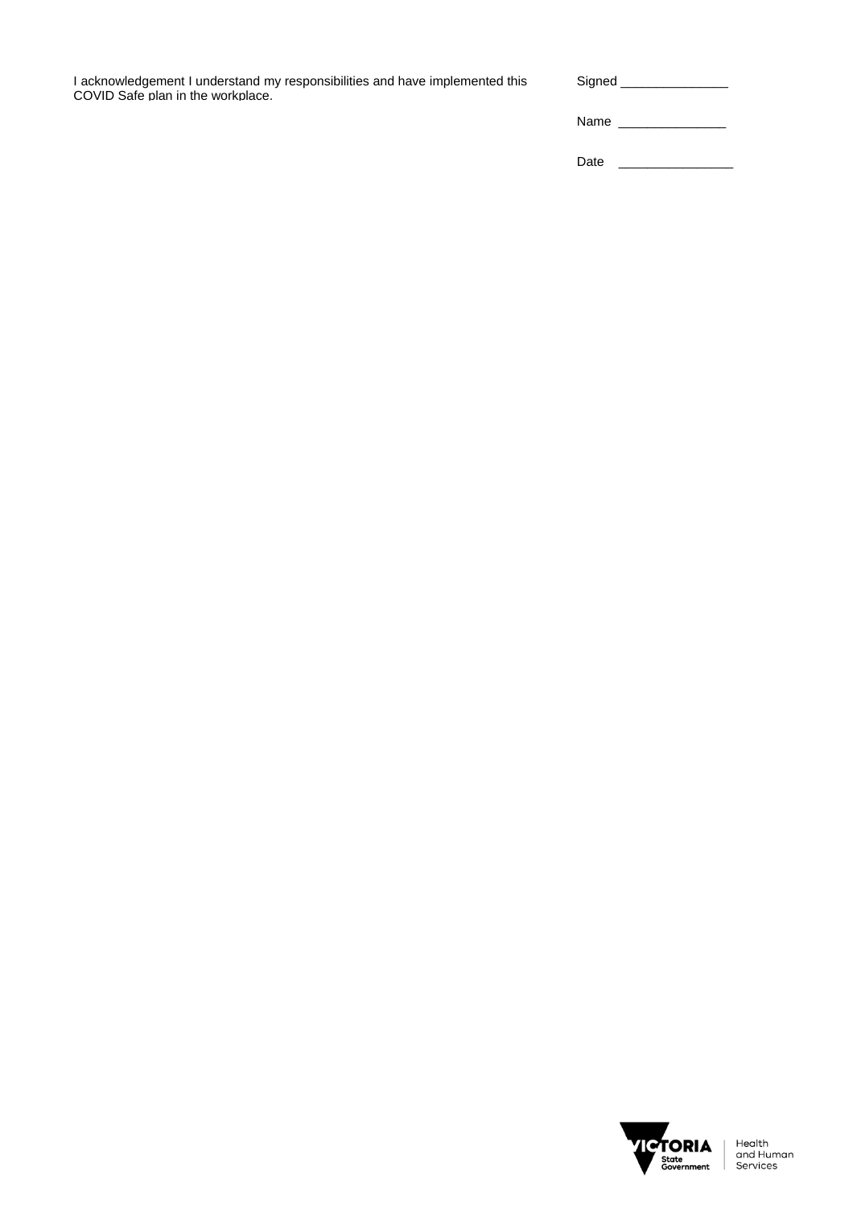I acknowledgement I understand my responsibilities and have implemented this COVID Safe plan in the workplace.

Signed _______________

Name _______________

Date ________________